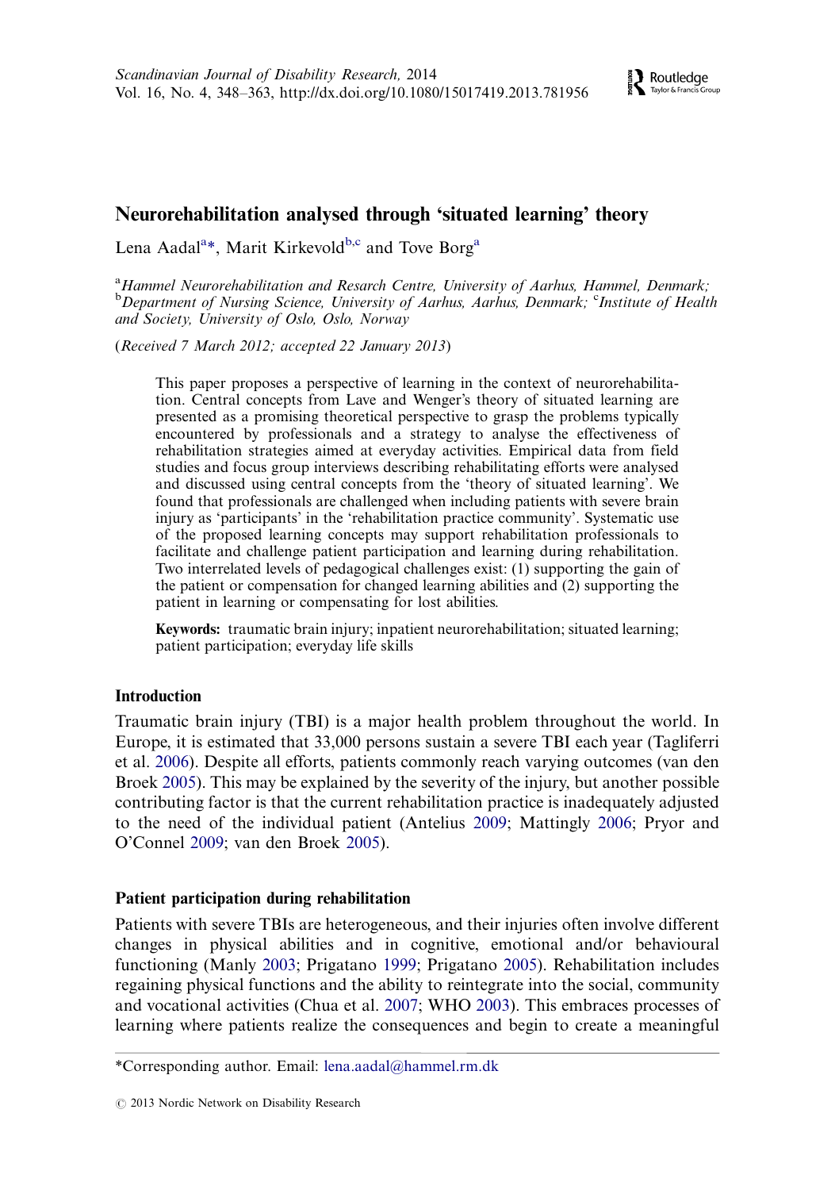# Neurorehabilitation analysed through 'situated learning' theory

Lena Aadal[a]*, Marit Kirkevold[b,c] and Tove Borg[a]

[a]*Hammel Neurorehabilitation and Resarch Centre, University of Aarhus, Hammel, Denmark;* [b]*Department of Nursing Science, University of Aarhus, Aarhus, Denmark;* [c]*Institute of Health and Society, University of Oslo, Oslo, Norway*

(*Received 7 March 2012; accepted 22 January 2013*)

> This paper proposes a perspective of learning in the context of neurorehabilitation. Central concepts from Lave and Wenger's theory of situated learning are presented as a promising theoretical perspective to grasp the problems typically encountered by professionals and a strategy to analyse the effectiveness of rehabilitation strategies aimed at everyday activities. Empirical data from field studies and focus group interviews describing rehabilitating efforts were analysed and discussed using central concepts from the 'theory of situated learning'. We found that professionals are challenged when including patients with severe brain injury as 'participants' in the 'rehabilitation practice community'. Systematic use of the proposed learning concepts may support rehabilitation professionals to facilitate and challenge patient participation and learning during rehabilitation. Two interrelated levels of pedagogical challenges exist: (1) supporting the gain of the patient or compensation for changed learning abilities and (2) supporting the patient in learning or compensating for lost abilities.
>
> **Keywords:** traumatic brain injury; inpatient neurorehabilitation; situated learning; patient participation; everyday life skills

## Introduction

Traumatic brain injury (TBI) is a major health problem throughout the world. In Europe, it is estimated that 33,000 persons sustain a severe TBI each year (Tagliferri et al. 2006). Despite all efforts, patients commonly reach varying outcomes (van den Broek 2005). This may be explained by the severity of the injury, but another possible contributing factor is that the current rehabilitation practice is inadequately adjusted to the need of the individual patient (Antelius 2009; Mattingly 2006; Pryor and O'Connel 2009; van den Broek 2005).

## Patient participation during rehabilitation

Patients with severe TBIs are heterogeneous, and their injuries often involve different changes in physical abilities and in cognitive, emotional and/or behavioural functioning (Manly 2003; Prigatano 1999; Prigatano 2005). Rehabilitation includes regaining physical functions and the ability to reintegrate into the social, community and vocational activities (Chua et al. 2007; WHO 2003). This embraces processes of learning where patients realize the consequences and begin to create a meaningful

*Corresponding author. Email: lena.aadal@hammel.rm.dk

© 2013 Nordic Network on Disability Research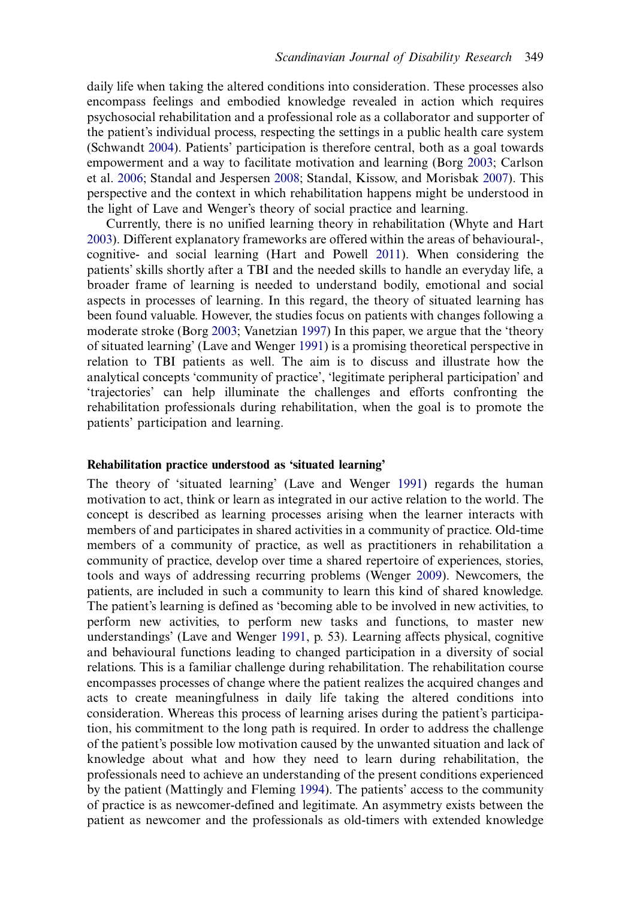daily life when taking the altered conditions into consideration. These processes also encompass feelings and embodied knowledge revealed in action which requires psychosocial rehabilitation and a professional role as a collaborator and supporter of the patient's individual process, respecting the settings in a public health care system (Schwandt 2004). Patients' participation is therefore central, both as a goal towards empowerment and a way to facilitate motivation and learning (Borg 2003; Carlson et al. 2006; Standal and Jespersen 2008; Standal, Kissow, and Morisbak 2007). This perspective and the context in which rehabilitation happens might be understood in the light of Lave and Wenger's theory of social practice and learning.

Currently, there is no unified learning theory in rehabilitation (Whyte and Hart 2003). Different explanatory frameworks are offered within the areas of behavioural-, cognitive- and social learning (Hart and Powell 2011). When considering the patients' skills shortly after a TBI and the needed skills to handle an everyday life, a broader frame of learning is needed to understand bodily, emotional and social aspects in processes of learning. In this regard, the theory of situated learning has been found valuable. However, the studies focus on patients with changes following a moderate stroke (Borg 2003; Vanetzian 1997) In this paper, we argue that the 'theory of situated learning' (Lave and Wenger 1991) is a promising theoretical perspective in relation to TBI patients as well. The aim is to discuss and illustrate how the analytical concepts 'community of practice', 'legitimate peripheral participation' and 'trajectories' can help illuminate the challenges and efforts confronting the rehabilitation professionals during rehabilitation, when the goal is to promote the patients' participation and learning.

### Rehabilitation practice understood as 'situated learning'

The theory of 'situated learning' (Lave and Wenger 1991) regards the human motivation to act, think or learn as integrated in our active relation to the world. The concept is described as learning processes arising when the learner interacts with members of and participates in shared activities in a community of practice. Old-time members of a community of practice, as well as practitioners in rehabilitation a community of practice, develop over time a shared repertoire of experiences, stories, tools and ways of addressing recurring problems (Wenger 2009). Newcomers, the patients, are included in such a community to learn this kind of shared knowledge. The patient's learning is defined as 'becoming able to be involved in new activities, to perform new activities, to perform new tasks and functions, to master new understandings' (Lave and Wenger 1991, p. 53). Learning affects physical, cognitive and behavioural functions leading to changed participation in a diversity of social relations. This is a familiar challenge during rehabilitation. The rehabilitation course encompasses processes of change where the patient realizes the acquired changes and acts to create meaningfulness in daily life taking the altered conditions into consideration. Whereas this process of learning arises during the patient's participation, his commitment to the long path is required. In order to address the challenge of the patient's possible low motivation caused by the unwanted situation and lack of knowledge about what and how they need to learn during rehabilitation, the professionals need to achieve an understanding of the present conditions experienced by the patient (Mattingly and Fleming 1994). The patients' access to the community of practice is as newcomer-defined and legitimate. An asymmetry exists between the patient as newcomer and the professionals as old-timers with extended knowledge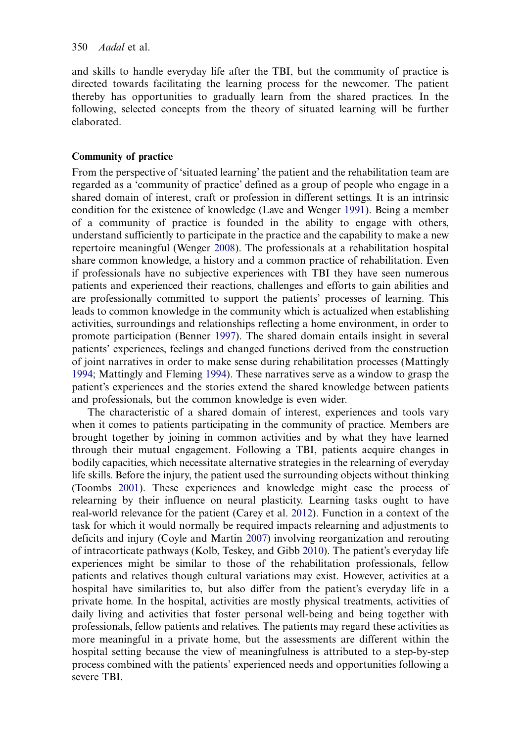and skills to handle everyday life after the TBI, but the community of practice is directed towards facilitating the learning process for the newcomer. The patient thereby has opportunities to gradually learn from the shared practices. In the following, selected concepts from the theory of situated learning will be further elaborated.

**Community of practice**

From the perspective of 'situated learning' the patient and the rehabilitation team are regarded as a 'community of practice' defined as a group of people who engage in a shared domain of interest, craft or profession in different settings. It is an intrinsic condition for the existence of knowledge (Lave and Wenger 1991). Being a member of a community of practice is founded in the ability to engage with others, understand sufficiently to participate in the practice and the capability to make a new repertoire meaningful (Wenger 2008). The professionals at a rehabilitation hospital share common knowledge, a history and a common practice of rehabilitation. Even if professionals have no subjective experiences with TBI they have seen numerous patients and experienced their reactions, challenges and efforts to gain abilities and are professionally committed to support the patients' processes of learning. This leads to common knowledge in the community which is actualized when establishing activities, surroundings and relationships reflecting a home environment, in order to promote participation (Benner 1997). The shared domain entails insight in several patients' experiences, feelings and changed functions derived from the construction of joint narratives in order to make sense during rehabilitation processes (Mattingly 1994; Mattingly and Fleming 1994). These narratives serve as a window to grasp the patient's experiences and the stories extend the shared knowledge between patients and professionals, but the common knowledge is even wider.

The characteristic of a shared domain of interest, experiences and tools vary when it comes to patients participating in the community of practice. Members are brought together by joining in common activities and by what they have learned through their mutual engagement. Following a TBI, patients acquire changes in bodily capacities, which necessitate alternative strategies in the relearning of everyday life skills. Before the injury, the patient used the surrounding objects without thinking (Toombs 2001). These experiences and knowledge might ease the process of relearning by their influence on neural plasticity. Learning tasks ought to have real-world relevance for the patient (Carey et al. 2012). Function in a context of the task for which it would normally be required impacts relearning and adjustments to deficits and injury (Coyle and Martin 2007) involving reorganization and rerouting of intracorticate pathways (Kolb, Teskey, and Gibb 2010). The patient's everyday life experiences might be similar to those of the rehabilitation professionals, fellow patients and relatives though cultural variations may exist. However, activities at a hospital have similarities to, but also differ from the patient's everyday life in a private home. In the hospital, activities are mostly physical treatments, activities of daily living and activities that foster personal well-being and being together with professionals, fellow patients and relatives. The patients may regard these activities as more meaningful in a private home, but the assessments are different within the hospital setting because the view of meaningfulness is attributed to a step-by-step process combined with the patients' experienced needs and opportunities following a severe TBI.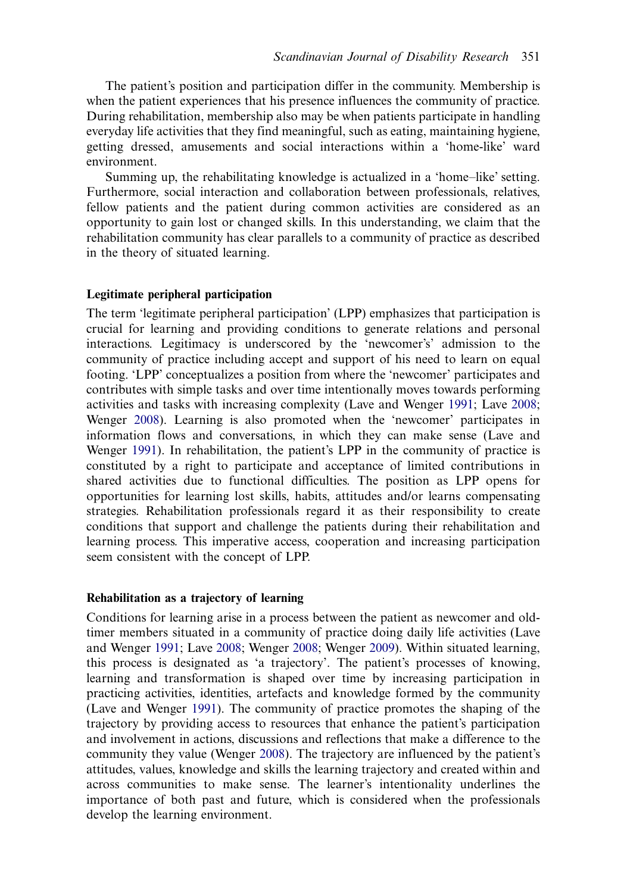The patient's position and participation differ in the community. Membership is when the patient experiences that his presence influences the community of practice. During rehabilitation, membership also may be when patients participate in handling everyday life activities that they find meaningful, such as eating, maintaining hygiene, getting dressed, amusements and social interactions within a 'home-like' ward environment.

Summing up, the rehabilitating knowledge is actualized in a 'home–like' setting. Furthermore, social interaction and collaboration between professionals, relatives, fellow patients and the patient during common activities are considered as an opportunity to gain lost or changed skills. In this understanding, we claim that the rehabilitation community has clear parallels to a community of practice as described in the theory of situated learning.

### Legitimate peripheral participation

The term 'legitimate peripheral participation' (LPP) emphasizes that participation is crucial for learning and providing conditions to generate relations and personal interactions. Legitimacy is underscored by the 'newcomer's' admission to the community of practice including accept and support of his need to learn on equal footing. 'LPP' conceptualizes a position from where the 'newcomer' participates and contributes with simple tasks and over time intentionally moves towards performing activities and tasks with increasing complexity (Lave and Wenger 1991; Lave 2008; Wenger 2008). Learning is also promoted when the 'newcomer' participates in information flows and conversations, in which they can make sense (Lave and Wenger 1991). In rehabilitation, the patient's LPP in the community of practice is constituted by a right to participate and acceptance of limited contributions in shared activities due to functional difficulties. The position as LPP opens for opportunities for learning lost skills, habits, attitudes and/or learns compensating strategies. Rehabilitation professionals regard it as their responsibility to create conditions that support and challenge the patients during their rehabilitation and learning process. This imperative access, cooperation and increasing participation seem consistent with the concept of LPP.

### Rehabilitation as a trajectory of learning

Conditions for learning arise in a process between the patient as newcomer and old-timer members situated in a community of practice doing daily life activities (Lave and Wenger 1991; Lave 2008; Wenger 2008; Wenger 2009). Within situated learning, this process is designated as 'a trajectory'. The patient's processes of knowing, learning and transformation is shaped over time by increasing participation in practicing activities, identities, artefacts and knowledge formed by the community (Lave and Wenger 1991). The community of practice promotes the shaping of the trajectory by providing access to resources that enhance the patient's participation and involvement in actions, discussions and reflections that make a difference to the community they value (Wenger 2008). The trajectory are influenced by the patient's attitudes, values, knowledge and skills the learning trajectory and created within and across communities to make sense. The learner's intentionality underlines the importance of both past and future, which is considered when the professionals develop the learning environment.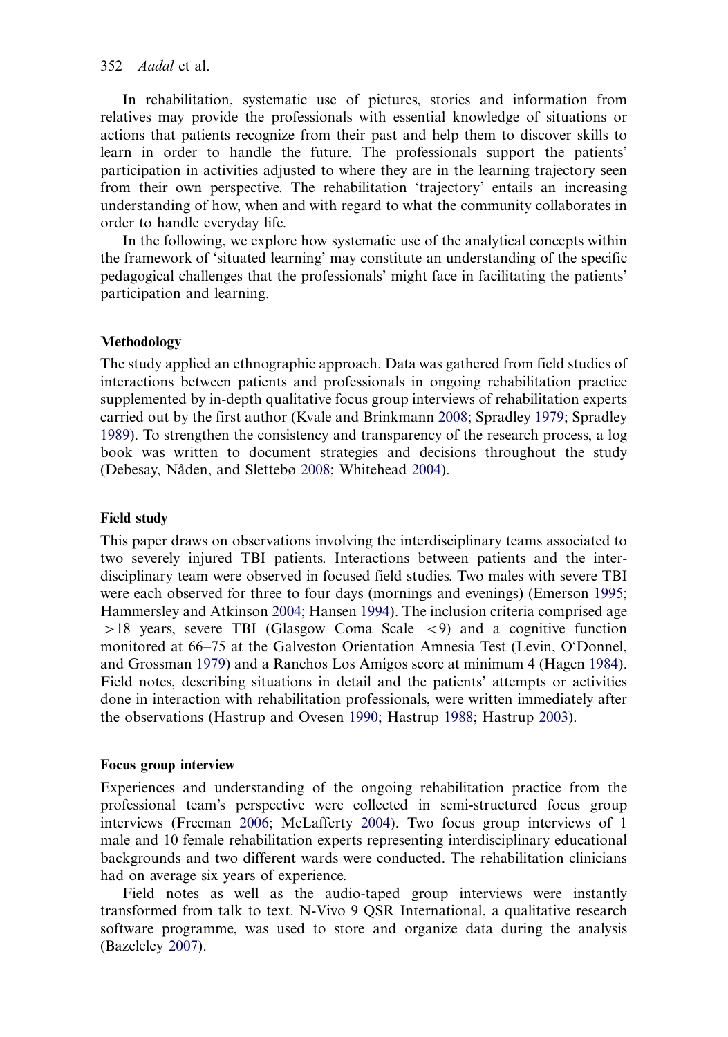In rehabilitation, systematic use of pictures, stories and information from relatives may provide the professionals with essential knowledge of situations or actions that patients recognize from their past and help them to discover skills to learn in order to handle the future. The professionals support the patients' participation in activities adjusted to where they are in the learning trajectory seen from their own perspective. The rehabilitation 'trajectory' entails an increasing understanding of how, when and with regard to what the community collaborates in order to handle everyday life.

In the following, we explore how systematic use of the analytical concepts within the framework of 'situated learning' may constitute an understanding of the specific pedagogical challenges that the professionals' might face in facilitating the patients' participation and learning.

## Methodology

The study applied an ethnographic approach. Data was gathered from field studies of interactions between patients and professionals in ongoing rehabilitation practice supplemented by in-depth qualitative focus group interviews of rehabilitation experts carried out by the first author (Kvale and Brinkmann 2008; Spradley 1979; Spradley 1989). To strengthen the consistency and transparency of the research process, a log book was written to document strategies and decisions throughout the study (Debesay, Nåden, and Slettebø 2008; Whitehead 2004).

### Field study

This paper draws on observations involving the interdisciplinary teams associated to two severely injured TBI patients. Interactions between patients and the interdisciplinary team were observed in focused field studies. Two males with severe TBI were each observed for three to four days (mornings and evenings) (Emerson 1995; Hammersley and Atkinson 2004; Hansen 1994). The inclusion criteria comprised age $>18$ years, severe TBI (Glasgow Coma Scale $<9$) and a cognitive function monitored at 66–75 at the Galveston Orientation Amnesia Test (Levin, O'Donnel, and Grossman 1979) and a Ranchos Los Amigos score at minimum 4 (Hagen 1984). Field notes, describing situations in detail and the patients' attempts or activities done in interaction with rehabilitation professionals, were written immediately after the observations (Hastrup and Ovesen 1990; Hastrup 1988; Hastrup 2003).

### Focus group interview

Experiences and understanding of the ongoing rehabilitation practice from the professional team's perspective were collected in semi-structured focus group interviews (Freeman 2006; McLafferty 2004). Two focus group interviews of 1 male and 10 female rehabilitation experts representing interdisciplinary educational backgrounds and two different wards were conducted. The rehabilitation clinicians had on average six years of experience.

Field notes as well as the audio-taped group interviews were instantly transformed from talk to text. N-Vivo 9 QSR International, a qualitative research software programme, was used to store and organize data during the analysis (Bazeleley 2007).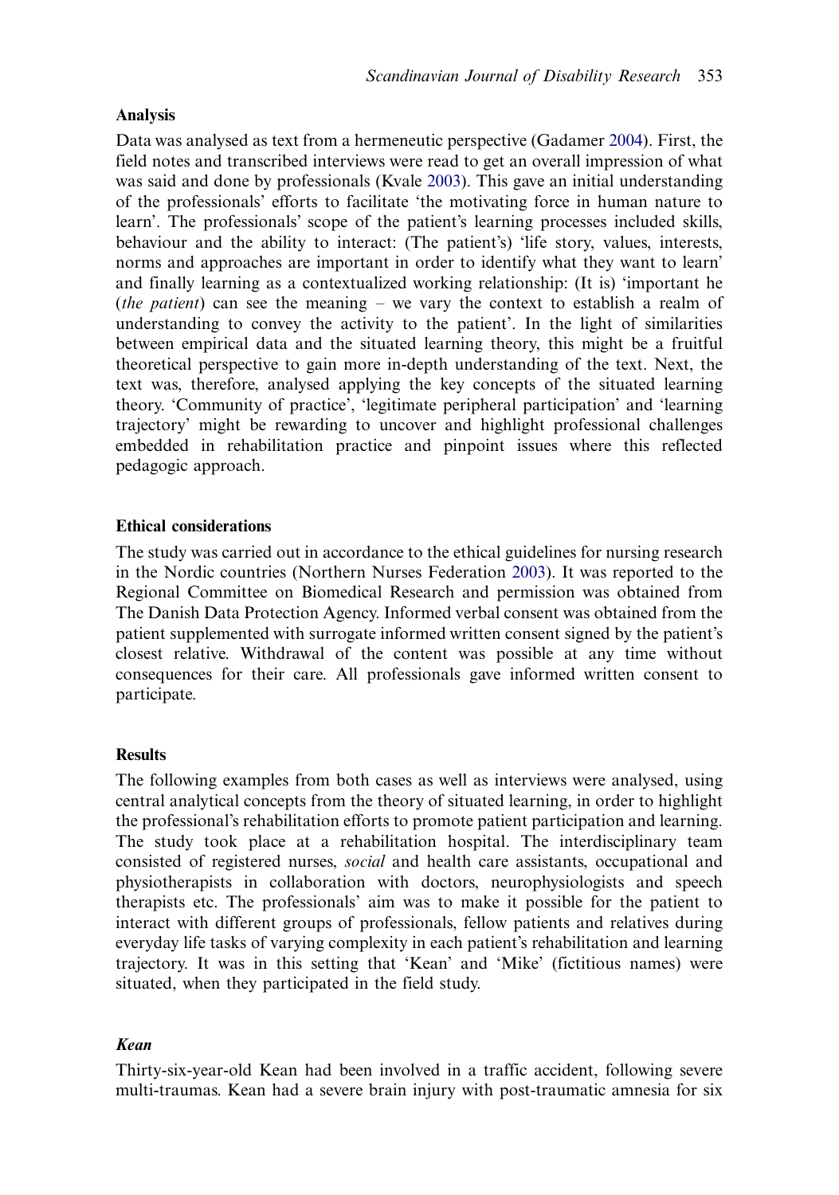### Analysis

Data was analysed as text from a hermeneutic perspective (Gadamer 2004). First, the field notes and transcribed interviews were read to get an overall impression of what was said and done by professionals (Kvale 2003). This gave an initial understanding of the professionals' efforts to facilitate 'the motivating force in human nature to learn'. The professionals' scope of the patient's learning processes included skills, behaviour and the ability to interact: (The patient's) 'life story, values, interests, norms and approaches are important in order to identify what they want to learn' and finally learning as a contextualized working relationship: (It is) 'important he (*the patient*) can see the meaning – we vary the context to establish a realm of understanding to convey the activity to the patient'. In the light of similarities between empirical data and the situated learning theory, this might be a fruitful theoretical perspective to gain more in-depth understanding of the text. Next, the text was, therefore, analysed applying the key concepts of the situated learning theory. 'Community of practice', 'legitimate peripheral participation' and 'learning trajectory' might be rewarding to uncover and highlight professional challenges embedded in rehabilitation practice and pinpoint issues where this reflected pedagogic approach.

### Ethical considerations

The study was carried out in accordance to the ethical guidelines for nursing research in the Nordic countries (Northern Nurses Federation 2003). It was reported to the Regional Committee on Biomedical Research and permission was obtained from The Danish Data Protection Agency. Informed verbal consent was obtained from the patient supplemented with surrogate informed written consent signed by the patient's closest relative. Withdrawal of the content was possible at any time without consequences for their care. All professionals gave informed written consent to participate.

### Results

The following examples from both cases as well as interviews were analysed, using central analytical concepts from the theory of situated learning, in order to highlight the professional's rehabilitation efforts to promote patient participation and learning. The study took place at a rehabilitation hospital. The interdisciplinary team consisted of registered nurses, *social* and health care assistants, occupational and physiotherapists in collaboration with doctors, neurophysiologists and speech therapists etc. The professionals' aim was to make it possible for the patient to interact with different groups of professionals, fellow patients and relatives during everyday life tasks of varying complexity in each patient's rehabilitation and learning trajectory. It was in this setting that 'Kean' and 'Mike' (fictitious names) were situated, when they participated in the field study.

#### *Kean*

Thirty-six-year-old Kean had been involved in a traffic accident, following severe multi-traumas. Kean had a severe brain injury with post-traumatic amnesia for six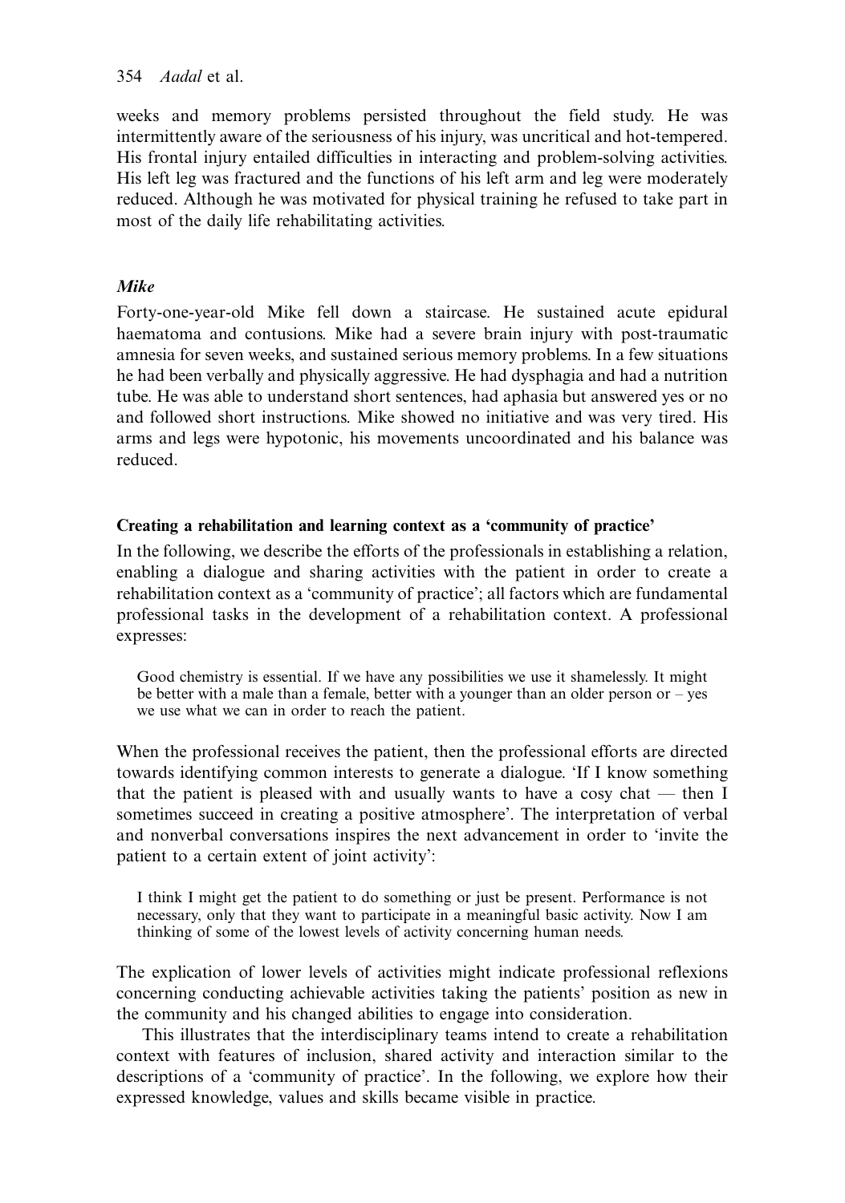weeks and memory problems persisted throughout the field study. He was intermittently aware of the seriousness of his injury, was uncritical and hot-tempered. His frontal injury entailed difficulties in interacting and problem-solving activities. His left leg was fractured and the functions of his left arm and leg were moderately reduced. Although he was motivated for physical training he refused to take part in most of the daily life rehabilitating activities.

### *Mike*

Forty-one-year-old Mike fell down a staircase. He sustained acute epidural haematoma and contusions. Mike had a severe brain injury with post-traumatic amnesia for seven weeks, and sustained serious memory problems. In a few situations he had been verbally and physically aggressive. He had dysphagia and had a nutrition tube. He was able to understand short sentences, had aphasia but answered yes or no and followed short instructions. Mike showed no initiative and was very tired. His arms and legs were hypotonic, his movements uncoordinated and his balance was reduced.

## Creating a rehabilitation and learning context as a 'community of practice'

In the following, we describe the efforts of the professionals in establishing a relation, enabling a dialogue and sharing activities with the patient in order to create a rehabilitation context as a 'community of practice'; all factors which are fundamental professional tasks in the development of a rehabilitation context. A professional expresses:

> Good chemistry is essential. If we have any possibilities we use it shamelessly. It might be better with a male than a female, better with a younger than an older person or – yes we use what we can in order to reach the patient.

When the professional receives the patient, then the professional efforts are directed towards identifying common interests to generate a dialogue. 'If I know something that the patient is pleased with and usually wants to have a cosy chat — then I sometimes succeed in creating a positive atmosphere'. The interpretation of verbal and nonverbal conversations inspires the next advancement in order to 'invite the patient to a certain extent of joint activity':

> I think I might get the patient to do something or just be present. Performance is not necessary, only that they want to participate in a meaningful basic activity. Now I am thinking of some of the lowest levels of activity concerning human needs.

The explication of lower levels of activities might indicate professional reflexions concerning conducting achievable activities taking the patients' position as new in the community and his changed abilities to engage into consideration.

This illustrates that the interdisciplinary teams intend to create a rehabilitation context with features of inclusion, shared activity and interaction similar to the descriptions of a 'community of practice'. In the following, we explore how their expressed knowledge, values and skills became visible in practice.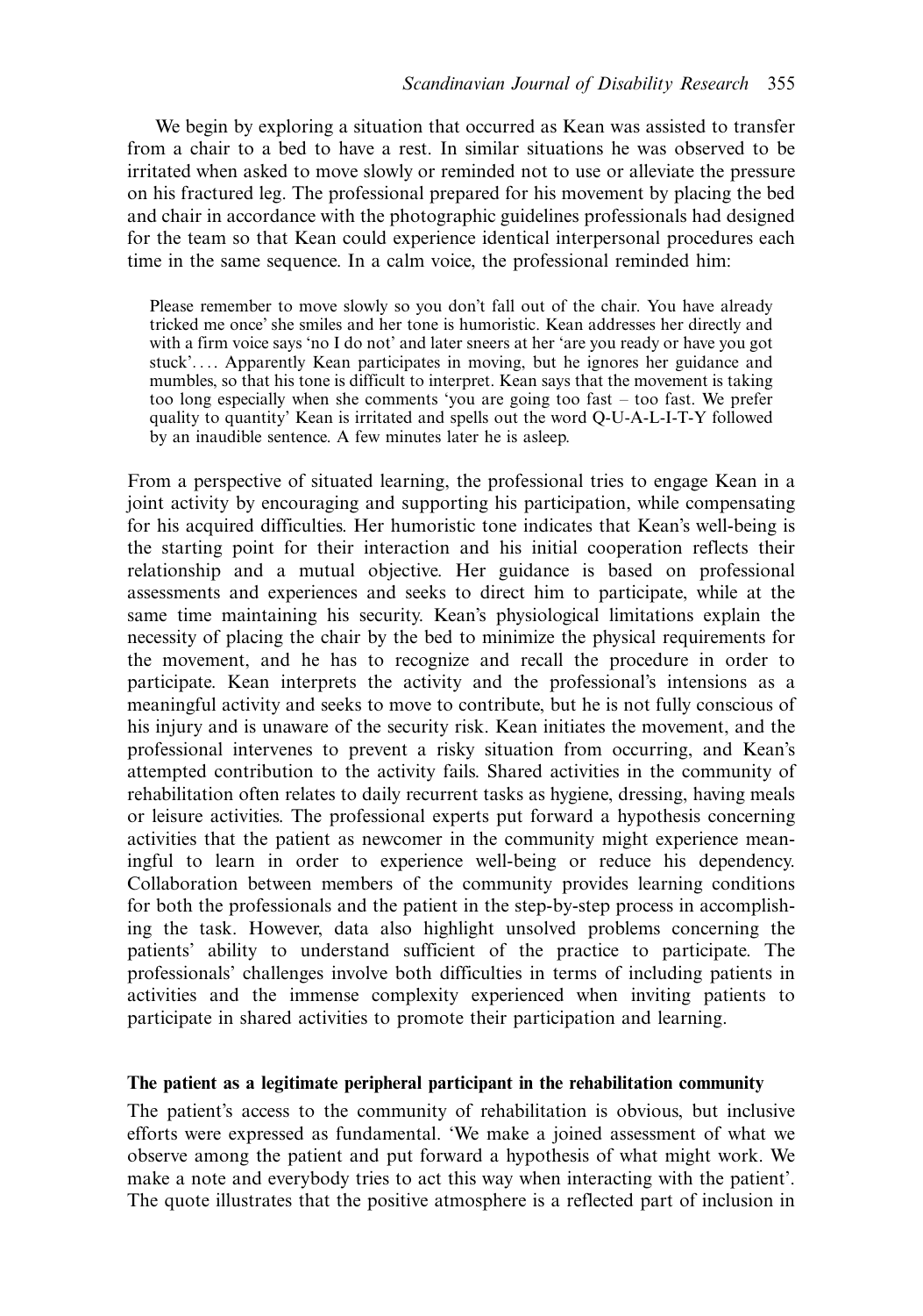We begin by exploring a situation that occurred as Kean was assisted to transfer from a chair to a bed to have a rest. In similar situations he was observed to be irritated when asked to move slowly or reminded not to use or alleviate the pressure on his fractured leg. The professional prepared for his movement by placing the bed and chair in accordance with the photographic guidelines professionals had designed for the team so that Kean could experience identical interpersonal procedures each time in the same sequence. In a calm voice, the professional reminded him:

> Please remember to move slowly so you don't fall out of the chair. You have already tricked me once' she smiles and her tone is humoristic. Kean addresses her directly and with a firm voice says 'no I do not' and later sneers at her 'are you ready or have you got stuck'.... Apparently Kean participates in moving, but he ignores her guidance and mumbles, so that his tone is difficult to interpret. Kean says that the movement is taking too long especially when she comments 'you are going too fast – too fast. We prefer quality to quantity' Kean is irritated and spells out the word Q-U-A-L-I-T-Y followed by an inaudible sentence. A few minutes later he is asleep.

From a perspective of situated learning, the professional tries to engage Kean in a joint activity by encouraging and supporting his participation, while compensating for his acquired difficulties. Her humoristic tone indicates that Kean's well-being is the starting point for their interaction and his initial cooperation reflects their relationship and a mutual objective. Her guidance is based on professional assessments and experiences and seeks to direct him to participate, while at the same time maintaining his security. Kean's physiological limitations explain the necessity of placing the chair by the bed to minimize the physical requirements for the movement, and he has to recognize and recall the procedure in order to participate. Kean interprets the activity and the professional's intensions as a meaningful activity and seeks to move to contribute, but he is not fully conscious of his injury and is unaware of the security risk. Kean initiates the movement, and the professional intervenes to prevent a risky situation from occurring, and Kean's attempted contribution to the activity fails. Shared activities in the community of rehabilitation often relates to daily recurrent tasks as hygiene, dressing, having meals or leisure activities. The professional experts put forward a hypothesis concerning activities that the patient as newcomer in the community might experience meaningful to learn in order to experience well-being or reduce his dependency. Collaboration between members of the community provides learning conditions for both the professionals and the patient in the step-by-step process in accomplishing the task. However, data also highlight unsolved problems concerning the patients' ability to understand sufficient of the practice to participate. The professionals' challenges involve both difficulties in terms of including patients in activities and the immense complexity experienced when inviting patients to participate in shared activities to promote their participation and learning.

### The patient as a legitimate peripheral participant in the rehabilitation community

The patient's access to the community of rehabilitation is obvious, but inclusive efforts were expressed as fundamental. 'We make a joined assessment of what we observe among the patient and put forward a hypothesis of what might work. We make a note and everybody tries to act this way when interacting with the patient'. The quote illustrates that the positive atmosphere is a reflected part of inclusion in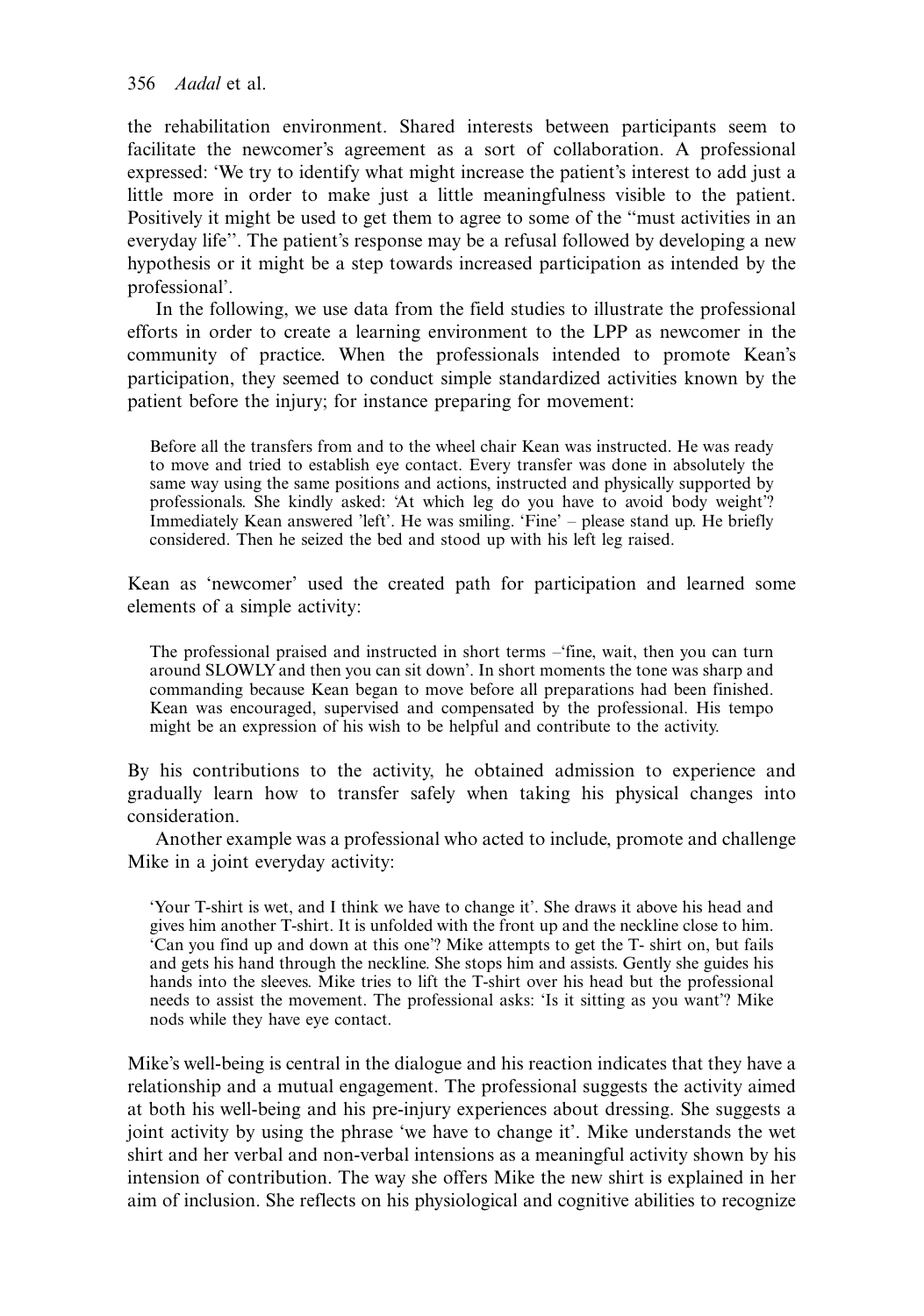the rehabilitation environment. Shared interests between participants seem to facilitate the newcomer's agreement as a sort of collaboration. A professional expressed: 'We try to identify what might increase the patient's interest to add just a little more in order to make just a little meaningfulness visible to the patient. Positively it might be used to get them to agree to some of the "must activities in an everyday life". The patient's response may be a refusal followed by developing a new hypothesis or it might be a step towards increased participation as intended by the professional'.

In the following, we use data from the field studies to illustrate the professional efforts in order to create a learning environment to the LPP as newcomer in the community of practice. When the professionals intended to promote Kean's participation, they seemed to conduct simple standardized activities known by the patient before the injury; for instance preparing for movement:

> Before all the transfers from and to the wheel chair Kean was instructed. He was ready to move and tried to establish eye contact. Every transfer was done in absolutely the same way using the same positions and actions, instructed and physically supported by professionals. She kindly asked: 'At which leg do you have to avoid body weight'? Immediately Kean answered 'left'. He was smiling. 'Fine' – please stand up. He briefly considered. Then he seized the bed and stood up with his left leg raised.

Kean as 'newcomer' used the created path for participation and learned some elements of a simple activity:

> The professional praised and instructed in short terms –'fine, wait, then you can turn around SLOWLY and then you can sit down'. In short moments the tone was sharp and commanding because Kean began to move before all preparations had been finished. Kean was encouraged, supervised and compensated by the professional. His tempo might be an expression of his wish to be helpful and contribute to the activity.

By his contributions to the activity, he obtained admission to experience and gradually learn how to transfer safely when taking his physical changes into consideration.

Another example was a professional who acted to include, promote and challenge Mike in a joint everyday activity:

> 'Your T-shirt is wet, and I think we have to change it'. She draws it above his head and gives him another T-shirt. It is unfolded with the front up and the neckline close to him. 'Can you find up and down at this one'? Mike attempts to get the T- shirt on, but fails and gets his hand through the neckline. She stops him and assists. Gently she guides his hands into the sleeves. Mike tries to lift the T-shirt over his head but the professional needs to assist the movement. The professional asks: 'Is it sitting as you want'? Mike nods while they have eye contact.

Mike's well-being is central in the dialogue and his reaction indicates that they have a relationship and a mutual engagement. The professional suggests the activity aimed at both his well-being and his pre-injury experiences about dressing. She suggests a joint activity by using the phrase 'we have to change it'. Mike understands the wet shirt and her verbal and non-verbal intensions as a meaningful activity shown by his intension of contribution. The way she offers Mike the new shirt is explained in her aim of inclusion. She reflects on his physiological and cognitive abilities to recognize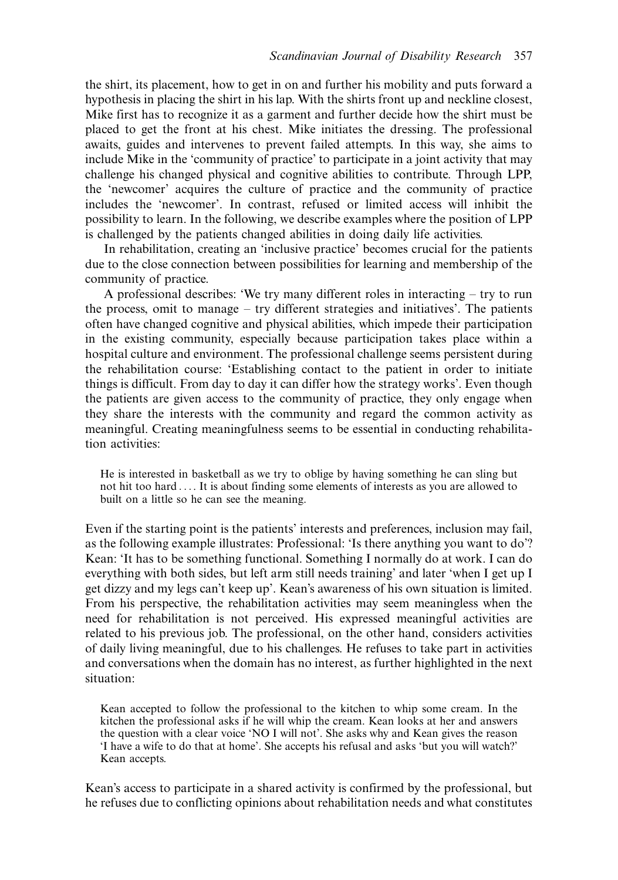the shirt, its placement, how to get in on and further his mobility and puts forward a hypothesis in placing the shirt in his lap. With the shirts front up and neckline closest, Mike first has to recognize it as a garment and further decide how the shirt must be placed to get the front at his chest. Mike initiates the dressing. The professional awaits, guides and intervenes to prevent failed attempts. In this way, she aims to include Mike in the 'community of practice' to participate in a joint activity that may challenge his changed physical and cognitive abilities to contribute. Through LPP, the 'newcomer' acquires the culture of practice and the community of practice includes the 'newcomer'. In contrast, refused or limited access will inhibit the possibility to learn. In the following, we describe examples where the position of LPP is challenged by the patients changed abilities in doing daily life activities.

In rehabilitation, creating an 'inclusive practice' becomes crucial for the patients due to the close connection between possibilities for learning and membership of the community of practice.

A professional describes: 'We try many different roles in interacting – try to run the process, omit to manage – try different strategies and initiatives'. The patients often have changed cognitive and physical abilities, which impede their participation in the existing community, especially because participation takes place within a hospital culture and environment. The professional challenge seems persistent during the rehabilitation course: 'Establishing contact to the patient in order to initiate things is difficult. From day to day it can differ how the strategy works'. Even though the patients are given access to the community of practice, they only engage when they share the interests with the community and regard the common activity as meaningful. Creating meaningfulness seems to be essential in conducting rehabilitation activities:

> He is interested in basketball as we try to oblige by having something he can sling but not hit too hard .... It is about finding some elements of interests as you are allowed to built on a little so he can see the meaning.

Even if the starting point is the patients' interests and preferences, inclusion may fail, as the following example illustrates: Professional: 'Is there anything you want to do'? Kean: 'It has to be something functional. Something I normally do at work. I can do everything with both sides, but left arm still needs training' and later 'when I get up I get dizzy and my legs can't keep up'. Kean's awareness of his own situation is limited. From his perspective, the rehabilitation activities may seem meaningless when the need for rehabilitation is not perceived. His expressed meaningful activities are related to his previous job. The professional, on the other hand, considers activities of daily living meaningful, due to his challenges. He refuses to take part in activities and conversations when the domain has no interest, as further highlighted in the next situation:

> Kean accepted to follow the professional to the kitchen to whip some cream. In the kitchen the professional asks if he will whip the cream. Kean looks at her and answers the question with a clear voice 'NO I will not'. She asks why and Kean gives the reason 'I have a wife to do that at home'. She accepts his refusal and asks 'but you will watch?' Kean accepts.

Kean's access to participate in a shared activity is confirmed by the professional, but he refuses due to conflicting opinions about rehabilitation needs and what constitutes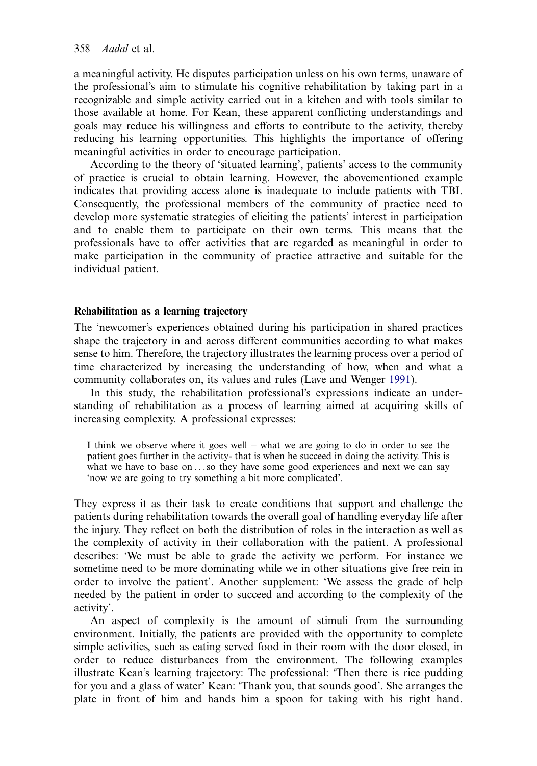a meaningful activity. He disputes participation unless on his own terms, unaware of the professional's aim to stimulate his cognitive rehabilitation by taking part in a recognizable and simple activity carried out in a kitchen and with tools similar to those available at home. For Kean, these apparent conflicting understandings and goals may reduce his willingness and efforts to contribute to the activity, thereby reducing his learning opportunities. This highlights the importance of offering meaningful activities in order to encourage participation.

According to the theory of 'situated learning', patients' access to the community of practice is crucial to obtain learning. However, the abovementioned example indicates that providing access alone is inadequate to include patients with TBI. Consequently, the professional members of the community of practice need to develop more systematic strategies of eliciting the patients' interest in participation and to enable them to participate on their own terms. This means that the professionals have to offer activities that are regarded as meaningful in order to make participation in the community of practice attractive and suitable for the individual patient.

### Rehabilitation as a learning trajectory

The 'newcomer's experiences obtained during his participation in shared practices shape the trajectory in and across different communities according to what makes sense to him. Therefore, the trajectory illustrates the learning process over a period of time characterized by increasing the understanding of how, when and what a community collaborates on, its values and rules (Lave and Wenger 1991).

In this study, the rehabilitation professional's expressions indicate an understanding of rehabilitation as a process of learning aimed at acquiring skills of increasing complexity. A professional expresses:

> I think we observe where it goes well – what we are going to do in order to see the patient goes further in the activity- that is when he succeed in doing the activity. This is what we have to base on . . . so they have some good experiences and next we can say 'now we are going to try something a bit more complicated'.

They express it as their task to create conditions that support and challenge the patients during rehabilitation towards the overall goal of handling everyday life after the injury. They reflect on both the distribution of roles in the interaction as well as the complexity of activity in their collaboration with the patient. A professional describes: 'We must be able to grade the activity we perform. For instance we sometime need to be more dominating while we in other situations give free rein in order to involve the patient'. Another supplement: 'We assess the grade of help needed by the patient in order to succeed and according to the complexity of the activity'.

An aspect of complexity is the amount of stimuli from the surrounding environment. Initially, the patients are provided with the opportunity to complete simple activities, such as eating served food in their room with the door closed, in order to reduce disturbances from the environment. The following examples illustrate Kean's learning trajectory: The professional: 'Then there is rice pudding for you and a glass of water' Kean: 'Thank you, that sounds good'. She arranges the plate in front of him and hands him a spoon for taking with his right hand.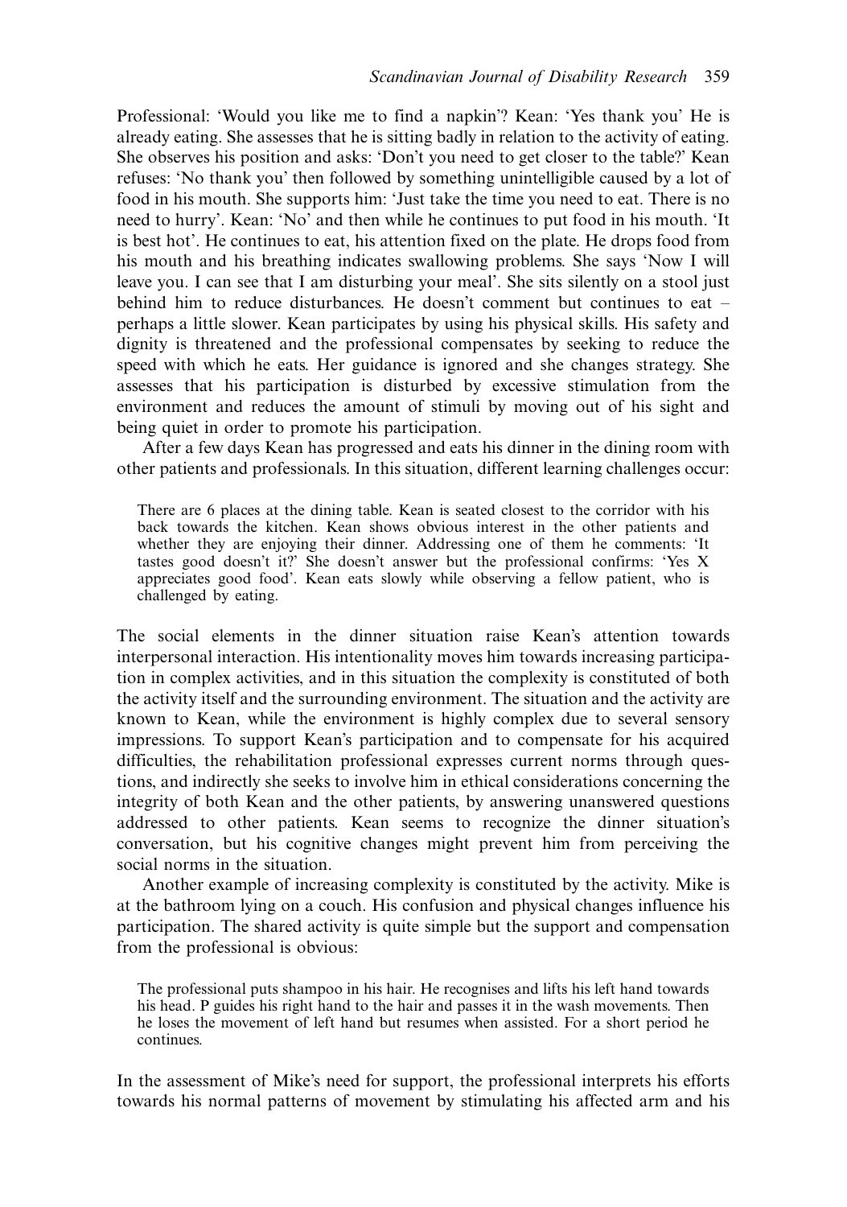Professional: 'Would you like me to find a napkin'? Kean: 'Yes thank you' He is already eating. She assesses that he is sitting badly in relation to the activity of eating. She observes his position and asks: 'Don't you need to get closer to the table?' Kean refuses: 'No thank you' then followed by something unintelligible caused by a lot of food in his mouth. She supports him: 'Just take the time you need to eat. There is no need to hurry'. Kean: 'No' and then while he continues to put food in his mouth. 'It is best hot'. He continues to eat, his attention fixed on the plate. He drops food from his mouth and his breathing indicates swallowing problems. She says 'Now I will leave you. I can see that I am disturbing your meal'. She sits silently on a stool just behind him to reduce disturbances. He doesn't comment but continues to eat – perhaps a little slower. Kean participates by using his physical skills. His safety and dignity is threatened and the professional compensates by seeking to reduce the speed with which he eats. Her guidance is ignored and she changes strategy. She assesses that his participation is disturbed by excessive stimulation from the environment and reduces the amount of stimuli by moving out of his sight and being quiet in order to promote his participation.

After a few days Kean has progressed and eats his dinner in the dining room with other patients and professionals. In this situation, different learning challenges occur:

> There are 6 places at the dining table. Kean is seated closest to the corridor with his back towards the kitchen. Kean shows obvious interest in the other patients and whether they are enjoying their dinner. Addressing one of them he comments: 'It tastes good doesn't it?' She doesn't answer but the professional confirms: 'Yes X appreciates good food'. Kean eats slowly while observing a fellow patient, who is challenged by eating.

The social elements in the dinner situation raise Kean's attention towards interpersonal interaction. His intentionality moves him towards increasing participation in complex activities, and in this situation the complexity is constituted of both the activity itself and the surrounding environment. The situation and the activity are known to Kean, while the environment is highly complex due to several sensory impressions. To support Kean's participation and to compensate for his acquired difficulties, the rehabilitation professional expresses current norms through questions, and indirectly she seeks to involve him in ethical considerations concerning the integrity of both Kean and the other patients, by answering unanswered questions addressed to other patients. Kean seems to recognize the dinner situation's conversation, but his cognitive changes might prevent him from perceiving the social norms in the situation.

Another example of increasing complexity is constituted by the activity. Mike is at the bathroom lying on a couch. His confusion and physical changes influence his participation. The shared activity is quite simple but the support and compensation from the professional is obvious:

> The professional puts shampoo in his hair. He recognises and lifts his left hand towards his head. P guides his right hand to the hair and passes it in the wash movements. Then he loses the movement of left hand but resumes when assisted. For a short period he continues.

In the assessment of Mike's need for support, the professional interprets his efforts towards his normal patterns of movement by stimulating his affected arm and his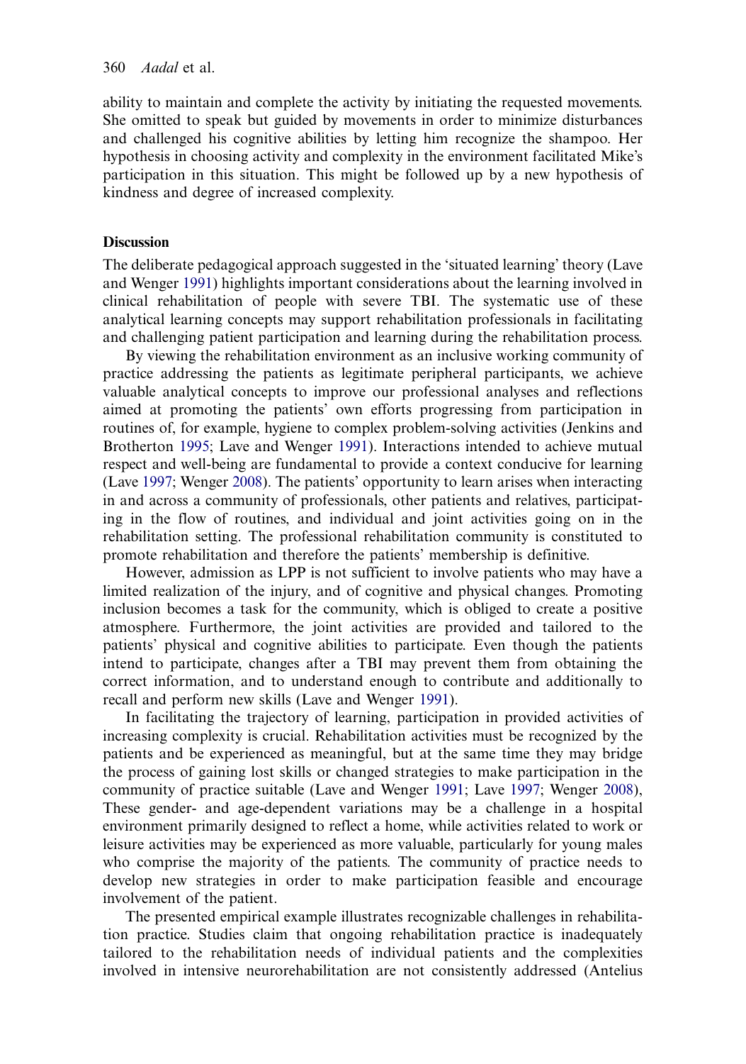ability to maintain and complete the activity by initiating the requested movements. She omitted to speak but guided by movements in order to minimize disturbances and challenged his cognitive abilities by letting him recognize the shampoo. Her hypothesis in choosing activity and complexity in the environment facilitated Mike's participation in this situation. This might be followed up by a new hypothesis of kindness and degree of increased complexity.

## Discussion

The deliberate pedagogical approach suggested in the 'situated learning' theory (Lave and Wenger 1991) highlights important considerations about the learning involved in clinical rehabilitation of people with severe TBI. The systematic use of these analytical learning concepts may support rehabilitation professionals in facilitating and challenging patient participation and learning during the rehabilitation process.

By viewing the rehabilitation environment as an inclusive working community of practice addressing the patients as legitimate peripheral participants, we achieve valuable analytical concepts to improve our professional analyses and reflections aimed at promoting the patients' own efforts progressing from participation in routines of, for example, hygiene to complex problem-solving activities (Jenkins and Brotherton 1995; Lave and Wenger 1991). Interactions intended to achieve mutual respect and well-being are fundamental to provide a context conducive for learning (Lave 1997; Wenger 2008). The patients' opportunity to learn arises when interacting in and across a community of professionals, other patients and relatives, participating in the flow of routines, and individual and joint activities going on in the rehabilitation setting. The professional rehabilitation community is constituted to promote rehabilitation and therefore the patients' membership is definitive.

However, admission as LPP is not sufficient to involve patients who may have a limited realization of the injury, and of cognitive and physical changes. Promoting inclusion becomes a task for the community, which is obliged to create a positive atmosphere. Furthermore, the joint activities are provided and tailored to the patients' physical and cognitive abilities to participate. Even though the patients intend to participate, changes after a TBI may prevent them from obtaining the correct information, and to understand enough to contribute and additionally to recall and perform new skills (Lave and Wenger 1991).

In facilitating the trajectory of learning, participation in provided activities of increasing complexity is crucial. Rehabilitation activities must be recognized by the patients and be experienced as meaningful, but at the same time they may bridge the process of gaining lost skills or changed strategies to make participation in the community of practice suitable (Lave and Wenger 1991; Lave 1997; Wenger 2008), These gender- and age-dependent variations may be a challenge in a hospital environment primarily designed to reflect a home, while activities related to work or leisure activities may be experienced as more valuable, particularly for young males who comprise the majority of the patients. The community of practice needs to develop new strategies in order to make participation feasible and encourage involvement of the patient.

The presented empirical example illustrates recognizable challenges in rehabilitation practice. Studies claim that ongoing rehabilitation practice is inadequately tailored to the rehabilitation needs of individual patients and the complexities involved in intensive neurorehabilitation are not consistently addressed (Antelius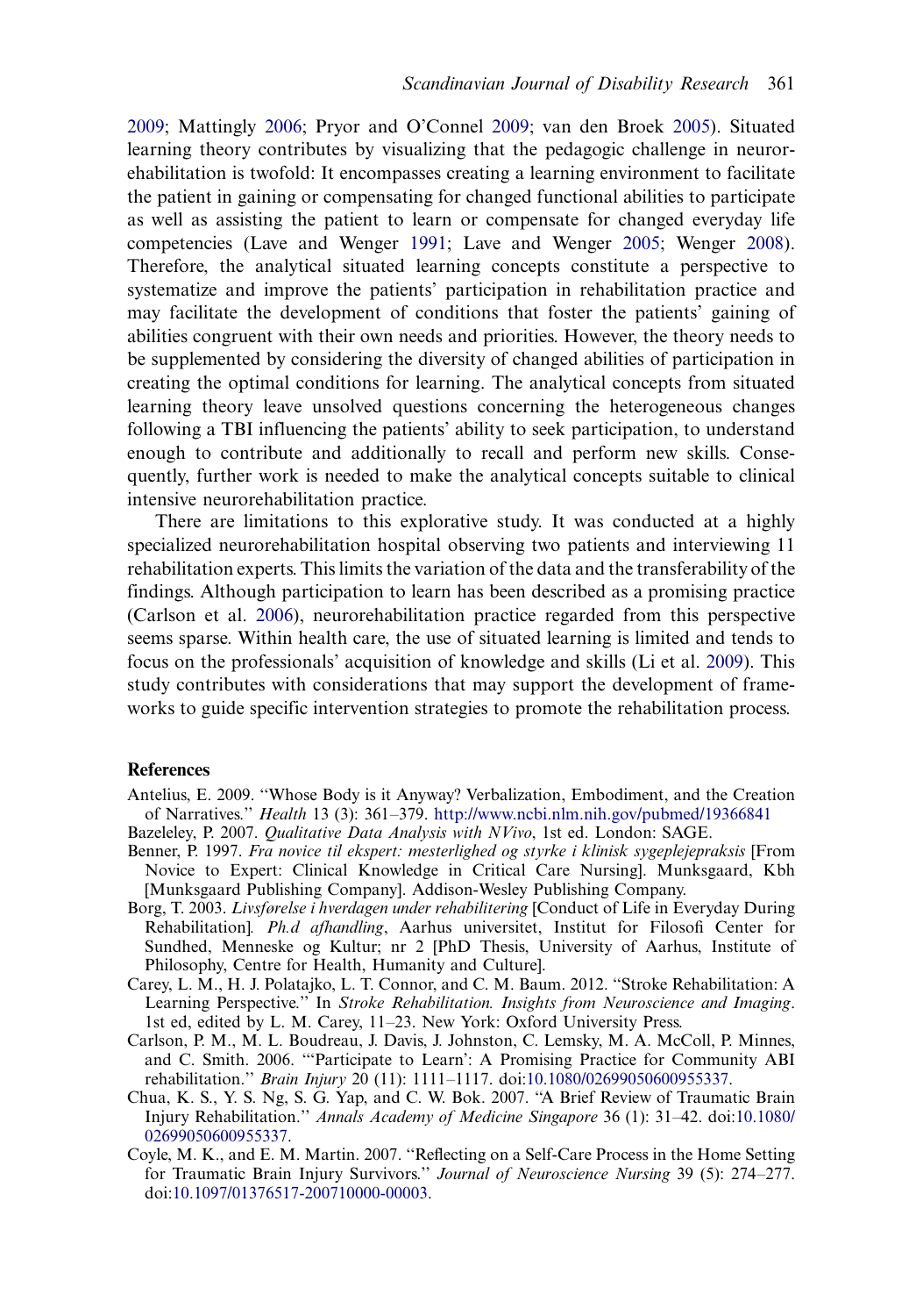2009; Mattingly 2006; Pryor and O'Connel 2009; van den Broek 2005). Situated learning theory contributes by visualizing that the pedagogic challenge in neurorehabilitation is twofold: It encompasses creating a learning environment to facilitate the patient in gaining or compensating for changed functional abilities to participate as well as assisting the patient to learn or compensate for changed everyday life competencies (Lave and Wenger 1991; Lave and Wenger 2005; Wenger 2008). Therefore, the analytical situated learning concepts constitute a perspective to systematize and improve the patients' participation in rehabilitation practice and may facilitate the development of conditions that foster the patients' gaining of abilities congruent with their own needs and priorities. However, the theory needs to be supplemented by considering the diversity of changed abilities of participation in creating the optimal conditions for learning. The analytical concepts from situated learning theory leave unsolved questions concerning the heterogeneous changes following a TBI influencing the patients' ability to seek participation, to understand enough to contribute and additionally to recall and perform new skills. Consequently, further work is needed to make the analytical concepts suitable to clinical intensive neurorehabilitation practice.

There are limitations to this explorative study. It was conducted at a highly specialized neurorehabilitation hospital observing two patients and interviewing 11 rehabilitation experts. This limits the variation of the data and the transferability of the findings. Although participation to learn has been described as a promising practice (Carlson et al. 2006), neurorehabilitation practice regarded from this perspective seems sparse. Within health care, the use of situated learning is limited and tends to focus on the professionals' acquisition of knowledge and skills (Li et al. 2009). This study contributes with considerations that may support the development of frameworks to guide specific intervention strategies to promote the rehabilitation process.

## References

Antelius, E. 2009. "Whose Body is it Anyway? Verbalization, Embodiment, and the Creation of Narratives." *Health* 13 (3): 361–379. http://www.ncbi.nlm.nih.gov/pubmed/19366841

Bazeleley, P. 2007. *Qualitative Data Analysis with NVivo*, 1st ed. London: SAGE.

Benner, P. 1997. *Fra novice til ekspert: mesterlighed og styrke i klinisk sygeplejepraksis* [From Novice to Expert: Clinical Knowledge in Critical Care Nursing]. Munksgaard, Kbh [Munksgaard Publishing Company]. Addison-Wesley Publishing Company.

Borg, T. 2003. *Livsførelse i hverdagen under rehabilitering* [Conduct of Life in Everyday During Rehabilitation]. *Ph.d afhandling*, Aarhus universitet, Institut for Filosofi Center for Sundhed, Menneske og Kultur; nr 2 [PhD Thesis, University of Aarhus, Institute of Philosophy, Centre for Health, Humanity and Culture].

Carey, L. M., H. J. Polatajko, L. T. Connor, and C. M. Baum. 2012. "Stroke Rehabilitation: A Learning Perspective." In *Stroke Rehabilitation. Insights from Neuroscience and Imaging*. 1st ed, edited by L. M. Carey, 11–23. New York: Oxford University Press.

Carlson, P. M., M. L. Boudreau, J. Davis, J. Johnston, C. Lemsky, M. A. McColl, P. Minnes, and C. Smith. 2006. "'Participate to Learn': A Promising Practice for Community ABI rehabilitation." *Brain Injury* 20 (11): 1111–1117. doi:10.1080/02699050600955337.

Chua, K. S., Y. S. Ng, S. G. Yap, and C. W. Bok. 2007. "A Brief Review of Traumatic Brain Injury Rehabilitation." *Annals Academy of Medicine Singapore* 36 (1): 31–42. doi:10.1080/02699050600955337.

Coyle, M. K., and E. M. Martin. 2007. "Reflecting on a Self-Care Process in the Home Setting for Traumatic Brain Injury Survivors." *Journal of Neuroscience Nursing* 39 (5): 274–277. doi:10.1097/01376517-200710000-00003.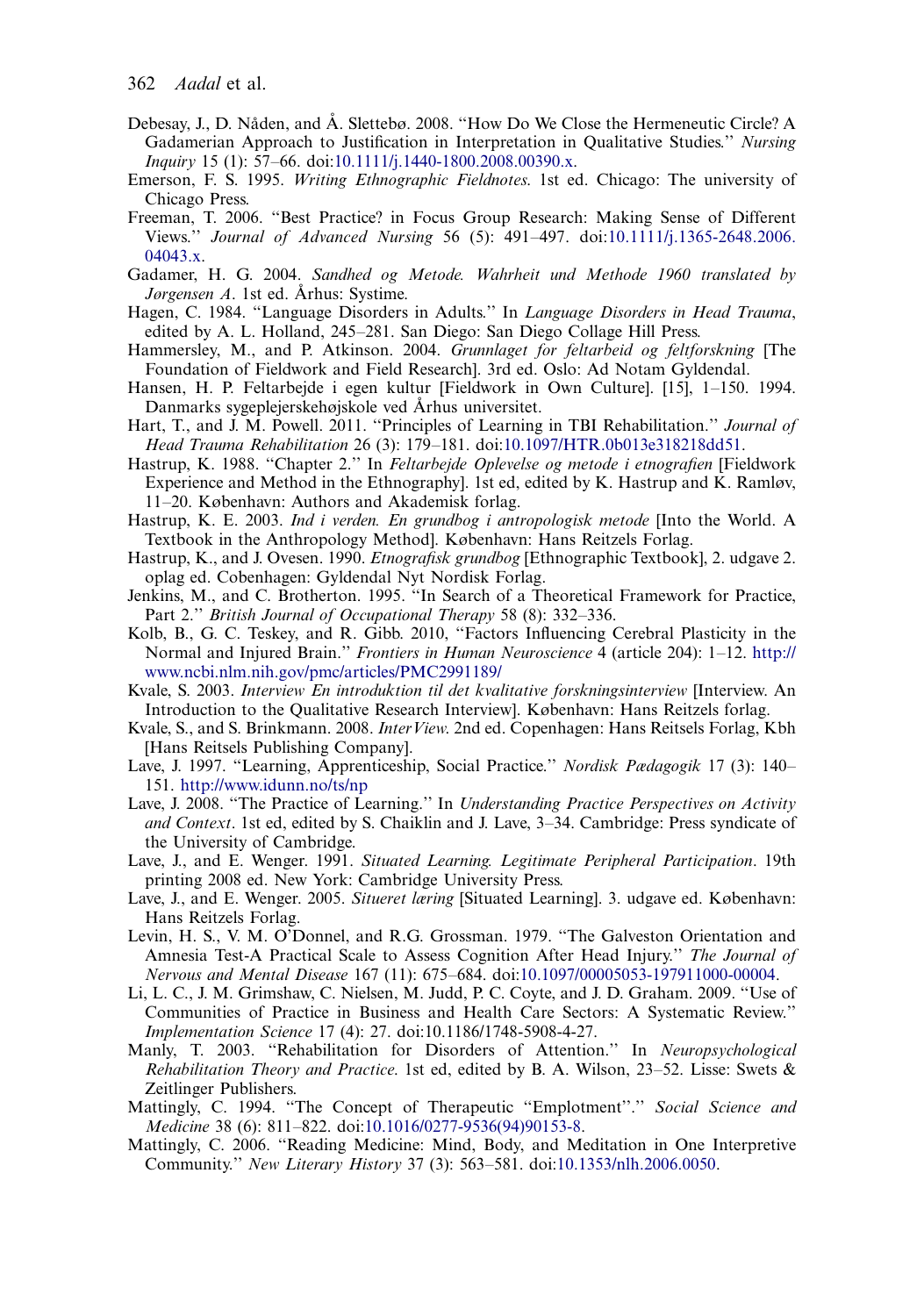Debesay, J., D. Nåden, and Å. Slettebø. 2008. "How Do We Close the Hermeneutic Circle? A Gadamerian Approach to Justification in Interpretation in Qualitative Studies." *Nursing Inquiry* 15 (1): 57–66. doi:10.1111/j.1440-1800.2008.00390.x.

Emerson, F. S. 1995. *Writing Ethnographic Fieldnotes*. 1st ed. Chicago: The university of Chicago Press.

Freeman, T. 2006. "Best Practice? in Focus Group Research: Making Sense of Different Views." *Journal of Advanced Nursing* 56 (5): 491–497. doi:10.1111/j.1365-2648.2006.04043.x.

Gadamer, H. G. 2004. *Sandhed og Metode. Wahrheit und Methode 1960 translated by Jørgensen A*. 1st ed. Århus: Systime.

Hagen, C. 1984. "Language Disorders in Adults." In *Language Disorders in Head Trauma*, edited by A. L. Holland, 245–281. San Diego: San Diego Collage Hill Press.

Hammersley, M., and P. Atkinson. 2004. *Grunnlaget for feltarbeid og feltforskning* [The Foundation of Fieldwork and Field Research]. 3rd ed. Oslo: Ad Notam Gyldendal.

Hansen, H. P. Feltarbejde i egen kultur [Fieldwork in Own Culture]. [15], 1–150. 1994. Danmarks sygeplejerskehøjskole ved Århus universitet.

Hart, T., and J. M. Powell. 2011. "Principles of Learning in TBI Rehabilitation." *Journal of Head Trauma Rehabilitation* 26 (3): 179–181. doi:10.1097/HTR.0b013e318218dd51.

Hastrup, K. 1988. "Chapter 2." In *Feltarbejde Oplevelse og metode i etnografien* [Fieldwork Experience and Method in the Ethnography]. 1st ed, edited by K. Hastrup and K. Ramløv, 11–20. København: Authors and Akademisk forlag.

Hastrup, K. E. 2003. *Ind i verden. En grundbog i antropologisk metode* [Into the World. A Textbook in the Anthropology Method]. København: Hans Reitzels Forlag.

Hastrup, K., and J. Ovesen. 1990. *Etnografisk grundbog* [Ethnographic Textbook], 2. udgave 2. oplag ed. Cobenhagen: Gyldendal Nyt Nordisk Forlag.

Jenkins, M., and C. Brotherton. 1995. "In Search of a Theoretical Framework for Practice, Part 2." *British Journal of Occupational Therapy* 58 (8): 332–336.

Kolb, B., G. C. Teskey, and R. Gibb. 2010, "Factors Influencing Cerebral Plasticity in the Normal and Injured Brain." *Frontiers in Human Neuroscience* 4 (article 204): 1–12. http://www.ncbi.nlm.nih.gov/pmc/articles/PMC2991189/

Kvale, S. 2003. *Interview En introduktion til det kvalitative forskningsinterview* [Interview. An Introduction to the Qualitative Research Interview]. København: Hans Reitzels forlag.

Kvale, S., and S. Brinkmann. 2008. *InterView*. 2nd ed. Copenhagen: Hans Reitsels Forlag, Kbh [Hans Reitsels Publishing Company].

Lave, J. 1997. "Learning, Apprenticeship, Social Practice." *Nordisk Pædagogik* 17 (3): 140–151. http://www.idunn.no/ts/np

Lave, J. 2008. "The Practice of Learning." In *Understanding Practice Perspectives on Activity and Context*. 1st ed, edited by S. Chaiklin and J. Lave, 3–34. Cambridge: Press syndicate of the University of Cambridge.

Lave, J., and E. Wenger. 1991. *Situated Learning. Legitimate Peripheral Participation*. 19th printing 2008 ed. New York: Cambridge University Press.

Lave, J., and E. Wenger. 2005. *Situeret læring* [Situated Learning]. 3. udgave ed. København: Hans Reitzels Forlag.

Levin, H. S., V. M. O'Donnel, and R.G. Grossman. 1979. "The Galveston Orientation and Amnesia Test-A Practical Scale to Assess Cognition After Head Injury." *The Journal of Nervous and Mental Disease* 167 (11): 675–684. doi:10.1097/00005053-197911000-00004.

Li, L. C., J. M. Grimshaw, C. Nielsen, M. Judd, P. C. Coyte, and J. D. Graham. 2009. "Use of Communities of Practice in Business and Health Care Sectors: A Systematic Review." *Implementation Science* 17 (4): 27. doi:10.1186/1748-5908-4-27.

Manly, T. 2003. "Rehabilitation for Disorders of Attention." In *Neuropsychological Rehabilitation Theory and Practice*. 1st ed, edited by B. A. Wilson, 23–52. Lisse: Swets & Zeitlinger Publishers.

Mattingly, C. 1994. "The Concept of Therapeutic "Emplotment"." *Social Science and Medicine* 38 (6): 811–822. doi:10.1016/0277-9536(94)90153-8.

Mattingly, C. 2006. "Reading Medicine: Mind, Body, and Meditation in One Interpretive Community." *New Literary History* 37 (3): 563–581. doi:10.1353/nlh.2006.0050.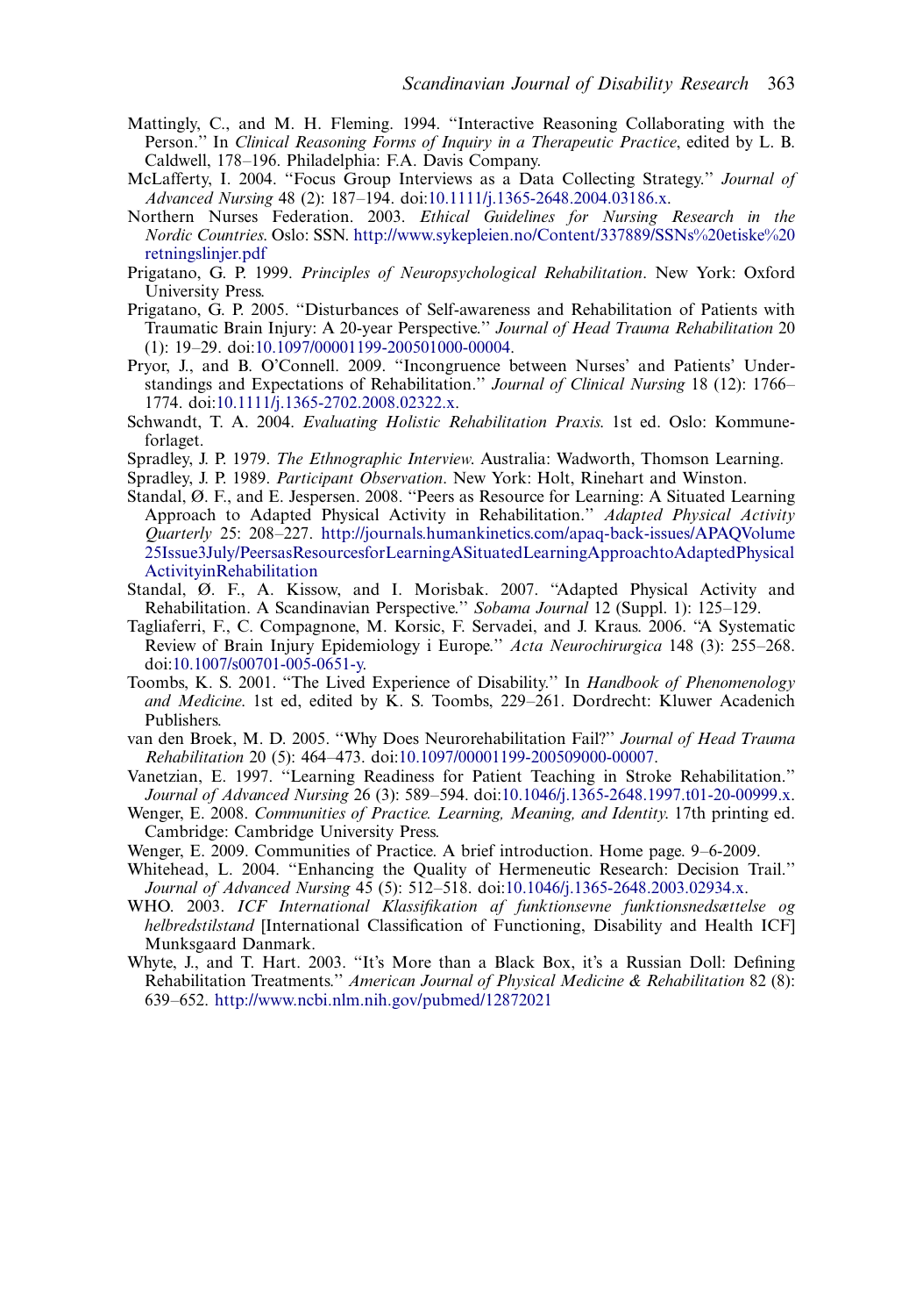Mattingly, C., and M. H. Fleming. 1994. ''Interactive Reasoning Collaborating with the Person.'' In *Clinical Reasoning Forms of Inquiry in a Therapeutic Practice*, edited by L. B. Caldwell, 178–196. Philadelphia: F.A. Davis Company.

McLafferty, I. 2004. ''Focus Group Interviews as a Data Collecting Strategy.'' *Journal of Advanced Nursing* 48 (2): 187–194. doi:10.1111/j.1365-2648.2004.03186.x.

Northern Nurses Federation. 2003. *Ethical Guidelines for Nursing Research in the Nordic Countries*. Oslo: SSN. http://www.sykepleien.no/Content/337889/SSNs%20etiske%20retningslinjer.pdf

Prigatano, G. P. 1999. *Principles of Neuropsychological Rehabilitation*. New York: Oxford University Press.

Prigatano, G. P. 2005. ''Disturbances of Self-awareness and Rehabilitation of Patients with Traumatic Brain Injury: A 20-year Perspective.'' *Journal of Head Trauma Rehabilitation* 20 (1): 19–29. doi:10.1097/00001199-200501000-00004.

Pryor, J., and B. O'Connell. 2009. ''Incongruence between Nurses' and Patients' Understandings and Expectations of Rehabilitation.'' *Journal of Clinical Nursing* 18 (12): 1766–1774. doi:10.1111/j.1365-2702.2008.02322.x.

Schwandt, T. A. 2004. *Evaluating Holistic Rehabilitation Praxis*. 1st ed. Oslo: Kommuneforlaget.

Spradley, J. P. 1979. *The Ethnographic Interview*. Australia: Wadworth, Thomson Learning.

Spradley, J. P. 1989. *Participant Observation*. New York: Holt, Rinehart and Winston.

Standal, Ø. F., and E. Jespersen. 2008. ''Peers as Resource for Learning: A Situated Learning Approach to Adapted Physical Activity in Rehabilitation.'' *Adapted Physical Activity Quarterly* 25: 208–227. http://journals.humankinetics.com/apaq-back-issues/APAQVolume25Issue3July/PeersasResourcesforLearningASituatedLearningApproachtoAdaptedPhysicalActivityinRehabilitation

Standal, Ø. F., A. Kissow, and I. Morisbak. 2007. ''Adapted Physical Activity and Rehabilitation. A Scandinavian Perspective.'' *Sobama Journal* 12 (Suppl. 1): 125–129.

Tagliaferri, F., C. Compagnone, M. Korsic, F. Servadei, and J. Kraus. 2006. ''A Systematic Review of Brain Injury Epidemiology i Europe.'' *Acta Neurochirurgica* 148 (3): 255–268. doi:10.1007/s00701-005-0651-y.

Toombs, K. S. 2001. ''The Lived Experience of Disability.'' In *Handbook of Phenomenology and Medicine*. 1st ed, edited by K. S. Toombs, 229–261. Dordrecht: Kluwer Acadenich Publishers.

van den Broek, M. D. 2005. ''Why Does Neurorehabilitation Fail?'' *Journal of Head Trauma Rehabilitation* 20 (5): 464–473. doi:10.1097/00001199-200509000-00007.

Vanetzian, E. 1997. ''Learning Readiness for Patient Teaching in Stroke Rehabilitation.'' *Journal of Advanced Nursing* 26 (3): 589–594. doi:10.1046/j.1365-2648.1997.t01-20-00999.x.

Wenger, E. 2008. *Communities of Practice. Learning, Meaning, and Identity*. 17th printing ed. Cambridge: Cambridge University Press.

Wenger, E. 2009. Communities of Practice. A brief introduction. Home page. 9–6-2009.

Whitehead, L. 2004. ''Enhancing the Quality of Hermeneutic Research: Decision Trail.'' *Journal of Advanced Nursing* 45 (5): 512–518. doi:10.1046/j.1365-2648.2003.02934.x.

WHO. 2003. *ICF International Klassifikation af funktionsevne funktionsnedsættelse og helbredstilstand* [International Classification of Functioning, Disability and Health ICF] Munksgaard Danmark.

Whyte, J., and T. Hart. 2003. ''It's More than a Black Box, it's a Russian Doll: Defining Rehabilitation Treatments.'' *American Journal of Physical Medicine & Rehabilitation* 82 (8): 639–652. http://www.ncbi.nlm.nih.gov/pubmed/12872021